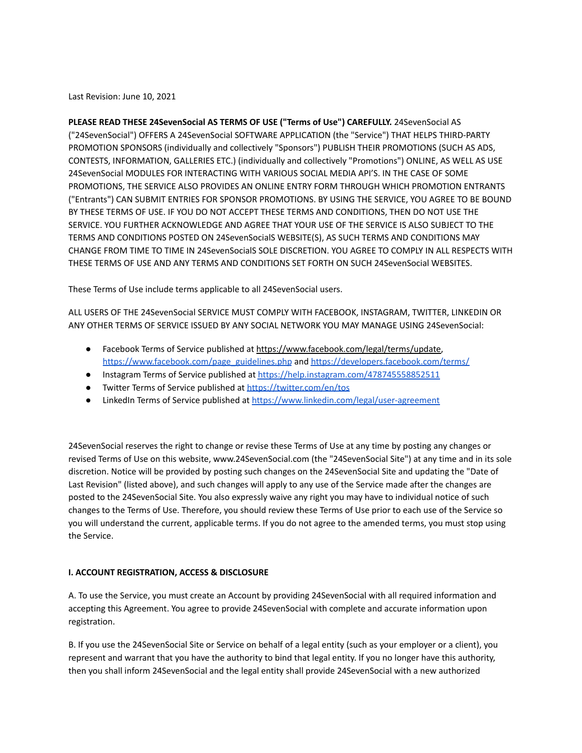Last Revision: June 10, 2021

**PLEASE READ THESE 24SevenSocial AS TERMS OF USE ("Terms of Use") CAREFULLY.** 24SevenSocial AS ("24SevenSocial") OFFERS A 24SevenSocial SOFTWARE APPLICATION (the "Service") THAT HELPS THIRD-PARTY PROMOTION SPONSORS (individually and collectively "Sponsors") PUBLISH THEIR PROMOTIONS (SUCH AS ADS, CONTESTS, INFORMATION, GALLERIES ETC.) (individually and collectively "Promotions") ONLINE, AS WELL AS USE 24SevenSocial MODULES FOR INTERACTING WITH VARIOUS SOCIAL MEDIA API'S. IN THE CASE OF SOME PROMOTIONS, THE SERVICE ALSO PROVIDES AN ONLINE ENTRY FORM THROUGH WHICH PROMOTION ENTRANTS ("Entrants") CAN SUBMIT ENTRIES FOR SPONSOR PROMOTIONS. BY USING THE SERVICE, YOU AGREE TO BE BOUND BY THESE TERMS OF USE. IF YOU DO NOT ACCEPT THESE TERMS AND CONDITIONS, THEN DO NOT USE THE SERVICE. YOU FURTHER ACKNOWLEDGE AND AGREE THAT YOUR USE OF THE SERVICE IS ALSO SUBJECT TO THE TERMS AND CONDITIONS POSTED ON 24SevenSocialS WEBSITE(S), AS SUCH TERMS AND CONDITIONS MAY CHANGE FROM TIME TO TIME IN 24SevenSocialS SOLE DISCRETION. YOU AGREE TO COMPLY IN ALL RESPECTS WITH THESE TERMS OF USE AND ANY TERMS AND CONDITIONS SET FORTH ON SUCH 24SevenSocial WEBSITES.

These Terms of Use include terms applicable to all 24SevenSocial users.

ALL USERS OF THE 24SevenSocial SERVICE MUST COMPLY WITH FACEBOOK, INSTAGRAM, TWITTER, LINKEDIN OR ANY OTHER TERMS OF SERVICE ISSUED BY ANY SOCIAL NETWORK YOU MAY MANAGE USING 24SevenSocial:

- Facebook Terms of Service published at https://www.facebook.com/legal/terms/update, https://www.facebook.com/page_guidelines.php and https://developers.facebook.com/terms/
- Instagram Terms of Service published at https://help.instagram.com/478745558852511
- Twitter Terms of Service published at https://twitter.com/en/tos
- LinkedIn Terms of Service published at https://www.linkedin.com/legal/user-agreement

24SevenSocial reserves the right to change or revise these Terms of Use at any time by posting any changes or revised Terms of Use on this website, www.24SevenSocial.com (the "24SevenSocial Site") at any time and in its sole discretion. Notice will be provided by posting such changes on the 24SevenSocial Site and updating the "Date of Last Revision" (listed above), and such changes will apply to any use of the Service made after the changes are posted to the 24SevenSocial Site. You also expressly waive any right you may have to individual notice of such changes to the Terms of Use. Therefore, you should review these Terms of Use prior to each use of the Service so you will understand the current, applicable terms. If you do not agree to the amended terms, you must stop using the Service.

**I. ACCOUNT REGISTRATION, ACCESS & DISCLOSURE**

A. To use the Service, you must create an Account by providing 24SevenSocial with all required information and accepting this Agreement. You agree to provide 24SevenSocial with complete and accurate information upon registration.

B. If you use the 24SevenSocial Site or Service on behalf of a legal entity (such as your employer or a client), you represent and warrant that you have the authority to bind that legal entity. If you no longer have this authority, then you shall inform 24SevenSocial and the legal entity shall provide 24SevenSocial with a new authorized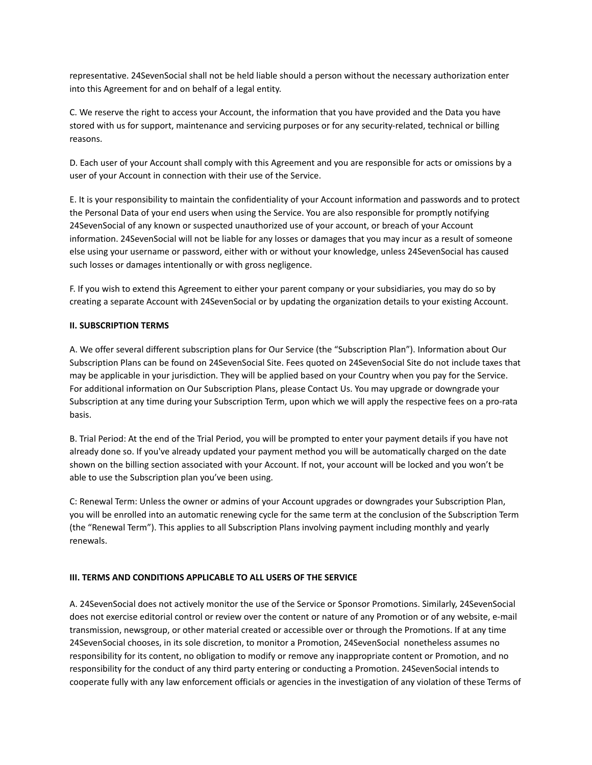representative. 24SevenSocial shall not be held liable should a person without the necessary authorization enter into this Agreement for and on behalf of a legal entity.

C. We reserve the right to access your Account, the information that you have provided and the Data you have stored with us for support, maintenance and servicing purposes or for any security-related, technical or billing reasons.

D. Each user of your Account shall comply with this Agreement and you are responsible for acts or omissions by a user of your Account in connection with their use of the Service.

E. It is your responsibility to maintain the confidentiality of your Account information and passwords and to protect the Personal Data of your end users when using the Service. You are also responsible for promptly notifying 24SevenSocial of any known or suspected unauthorized use of your account, or breach of your Account information. 24SevenSocial will not be liable for any losses or damages that you may incur as a result of someone else using your username or password, either with or without your knowledge, unless 24SevenSocial has caused such losses or damages intentionally or with gross negligence.

F. If you wish to extend this Agreement to either your parent company or your subsidiaries, you may do so by creating a separate Account with 24SevenSocial or by updating the organization details to your existing Account.

**II. SUBSCRIPTION TERMS**

A. We offer several different subscription plans for Our Service (the "Subscription Plan"). Information about Our Subscription Plans can be found on 24SevenSocial Site. Fees quoted on 24SevenSocial Site do not include taxes that may be applicable in your jurisdiction. They will be applied based on your Country when you pay for the Service. For additional information on Our Subscription Plans, please Contact Us. You may upgrade or downgrade your Subscription at any time during your Subscription Term, upon which we will apply the respective fees on a pro-rata basis.

B. Trial Period: At the end of the Trial Period, you will be prompted to enter your payment details if you have not already done so. If you've already updated your payment method you will be automatically charged on the date shown on the billing section associated with your Account. If not, your account will be locked and you won't be able to use the Subscription plan you've been using.

C: Renewal Term: Unless the owner or admins of your Account upgrades or downgrades your Subscription Plan, you will be enrolled into an automatic renewing cycle for the same term at the conclusion of the Subscription Term (the "Renewal Term"). This applies to all Subscription Plans involving payment including monthly and yearly renewals.

**III. TERMS AND CONDITIONS APPLICABLE TO ALL USERS OF THE SERVICE**

A. 24SevenSocial does not actively monitor the use of the Service or Sponsor Promotions. Similarly, 24SevenSocial does not exercise editorial control or review over the content or nature of any Promotion or of any website, e-mail transmission, newsgroup, or other material created or accessible over or through the Promotions. If at any time 24SevenSocial chooses, in its sole discretion, to monitor a Promotion, 24SevenSocial nonetheless assumes no responsibility for its content, no obligation to modify or remove any inappropriate content or Promotion, and no responsibility for the conduct of any third party entering or conducting a Promotion. 24SevenSocial intends to cooperate fully with any law enforcement officials or agencies in the investigation of any violation of these Terms of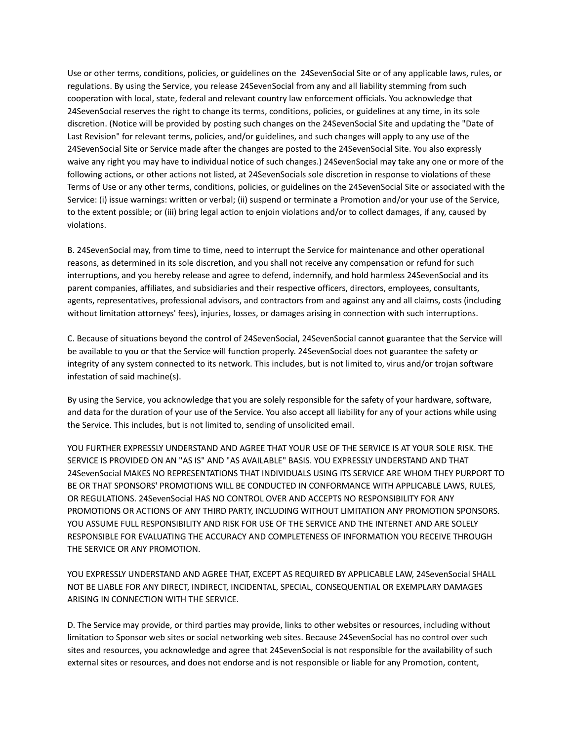Use or other terms, conditions, policies, or guidelines on the 24SevenSocial Site or of any applicable laws, rules, or regulations. By using the Service, you release 24SevenSocial from any and all liability stemming from such cooperation with local, state, federal and relevant country law enforcement officials. You acknowledge that 24SevenSocial reserves the right to change its terms, conditions, policies, or guidelines at any time, in its sole discretion. (Notice will be provided by posting such changes on the 24SevenSocial Site and updating the "Date of Last Revision" for relevant terms, policies, and/or guidelines, and such changes will apply to any use of the 24SevenSocial Site or Service made after the changes are posted to the 24SevenSocial Site. You also expressly waive any right you may have to individual notice of such changes.) 24SevenSocial may take any one or more of the following actions, or other actions not listed, at 24SevenSocials sole discretion in response to violations of these Terms of Use or any other terms, conditions, policies, or guidelines on the 24SevenSocial Site or associated with the Service: (i) issue warnings: written or verbal; (ii) suspend or terminate a Promotion and/or your use of the Service, to the extent possible; or (iii) bring legal action to enjoin violations and/or to collect damages, if any, caused by violations.

B. 24SevenSocial may, from time to time, need to interrupt the Service for maintenance and other operational reasons, as determined in its sole discretion, and you shall not receive any compensation or refund for such interruptions, and you hereby release and agree to defend, indemnify, and hold harmless 24SevenSocial and its parent companies, affiliates, and subsidiaries and their respective officers, directors, employees, consultants, agents, representatives, professional advisors, and contractors from and against any and all claims, costs (including without limitation attorneys' fees), injuries, losses, or damages arising in connection with such interruptions.

C. Because of situations beyond the control of 24SevenSocial, 24SevenSocial cannot guarantee that the Service will be available to you or that the Service will function properly. 24SevenSocial does not guarantee the safety or integrity of any system connected to its network. This includes, but is not limited to, virus and/or trojan software infestation of said machine(s).

By using the Service, you acknowledge that you are solely responsible for the safety of your hardware, software, and data for the duration of your use of the Service. You also accept all liability for any of your actions while using the Service. This includes, but is not limited to, sending of unsolicited email.

YOU FURTHER EXPRESSLY UNDERSTAND AND AGREE THAT YOUR USE OF THE SERVICE IS AT YOUR SOLE RISK. THE SERVICE IS PROVIDED ON AN "AS IS" AND "AS AVAILABLE" BASIS. YOU EXPRESSLY UNDERSTAND AND THAT 24SevenSocial MAKES NO REPRESENTATIONS THAT INDIVIDUALS USING ITS SERVICE ARE WHOM THEY PURPORT TO BE OR THAT SPONSORS' PROMOTIONS WILL BE CONDUCTED IN CONFORMANCE WITH APPLICABLE LAWS, RULES, OR REGULATIONS. 24SevenSocial HAS NO CONTROL OVER AND ACCEPTS NO RESPONSIBILITY FOR ANY PROMOTIONS OR ACTIONS OF ANY THIRD PARTY, INCLUDING WITHOUT LIMITATION ANY PROMOTION SPONSORS. YOU ASSUME FULL RESPONSIBILITY AND RISK FOR USE OF THE SERVICE AND THE INTERNET AND ARE SOLELY RESPONSIBLE FOR EVALUATING THE ACCURACY AND COMPLETENESS OF INFORMATION YOU RECEIVE THROUGH THE SERVICE OR ANY PROMOTION.

YOU EXPRESSLY UNDERSTAND AND AGREE THAT, EXCEPT AS REQUIRED BY APPLICABLE LAW, 24SevenSocial SHALL NOT BE LIABLE FOR ANY DIRECT, INDIRECT, INCIDENTAL, SPECIAL, CONSEQUENTIAL OR EXEMPLARY DAMAGES ARISING IN CONNECTION WITH THE SERVICE.

D. The Service may provide, or third parties may provide, links to other websites or resources, including without limitation to Sponsor web sites or social networking web sites. Because 24SevenSocial has no control over such sites and resources, you acknowledge and agree that 24SevenSocial is not responsible for the availability of such external sites or resources, and does not endorse and is not responsible or liable for any Promotion, content,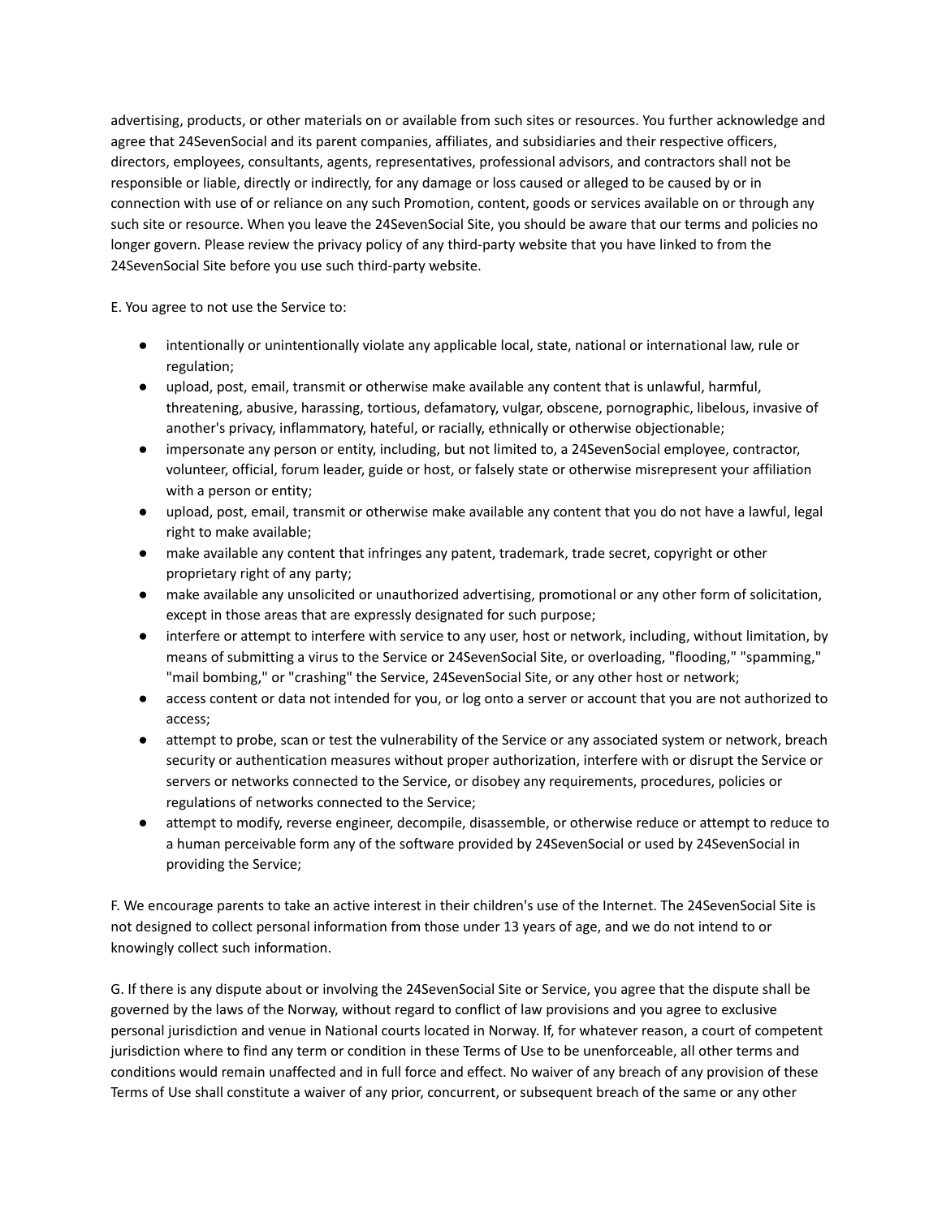advertising, products, or other materials on or available from such sites or resources. You further acknowledge and agree that 24SevenSocial and its parent companies, affiliates, and subsidiaries and their respective officers, directors, employees, consultants, agents, representatives, professional advisors, and contractors shall not be responsible or liable, directly or indirectly, for any damage or loss caused or alleged to be caused by or in connection with use of or reliance on any such Promotion, content, goods or services available on or through any such site or resource. When you leave the 24SevenSocial Site, you should be aware that our terms and policies no longer govern. Please review the privacy policy of any third-party website that you have linked to from the 24SevenSocial Site before you use such third-party website.

E. You agree to not use the Service to:

- intentionally or unintentionally violate any applicable local, state, national or international law, rule or regulation;
- upload, post, email, transmit or otherwise make available any content that is unlawful, harmful, threatening, abusive, harassing, tortious, defamatory, vulgar, obscene, pornographic, libelous, invasive of another's privacy, inflammatory, hateful, or racially, ethnically or otherwise objectionable;
- impersonate any person or entity, including, but not limited to, a 24SevenSocial employee, contractor, volunteer, official, forum leader, guide or host, or falsely state or otherwise misrepresent your affiliation with a person or entity;
- upload, post, email, transmit or otherwise make available any content that you do not have a lawful, legal right to make available;
- make available any content that infringes any patent, trademark, trade secret, copyright or other proprietary right of any party;
- make available any unsolicited or unauthorized advertising, promotional or any other form of solicitation, except in those areas that are expressly designated for such purpose;
- interfere or attempt to interfere with service to any user, host or network, including, without limitation, by means of submitting a virus to the Service or 24SevenSocial Site, or overloading, "flooding," "spamming," "mail bombing," or "crashing" the Service, 24SevenSocial Site, or any other host or network;
- access content or data not intended for you, or log onto a server or account that you are not authorized to access;
- attempt to probe, scan or test the vulnerability of the Service or any associated system or network, breach security or authentication measures without proper authorization, interfere with or disrupt the Service or servers or networks connected to the Service, or disobey any requirements, procedures, policies or regulations of networks connected to the Service;
- attempt to modify, reverse engineer, decompile, disassemble, or otherwise reduce or attempt to reduce to a human perceivable form any of the software provided by 24SevenSocial or used by 24SevenSocial in providing the Service;

F. We encourage parents to take an active interest in their children's use of the Internet. The 24SevenSocial Site is not designed to collect personal information from those under 13 years of age, and we do not intend to or knowingly collect such information.

G. If there is any dispute about or involving the 24SevenSocial Site or Service, you agree that the dispute shall be governed by the laws of the Norway, without regard to conflict of law provisions and you agree to exclusive personal jurisdiction and venue in National courts located in Norway. If, for whatever reason, a court of competent jurisdiction where to find any term or condition in these Terms of Use to be unenforceable, all other terms and conditions would remain unaffected and in full force and effect. No waiver of any breach of any provision of these Terms of Use shall constitute a waiver of any prior, concurrent, or subsequent breach of the same or any other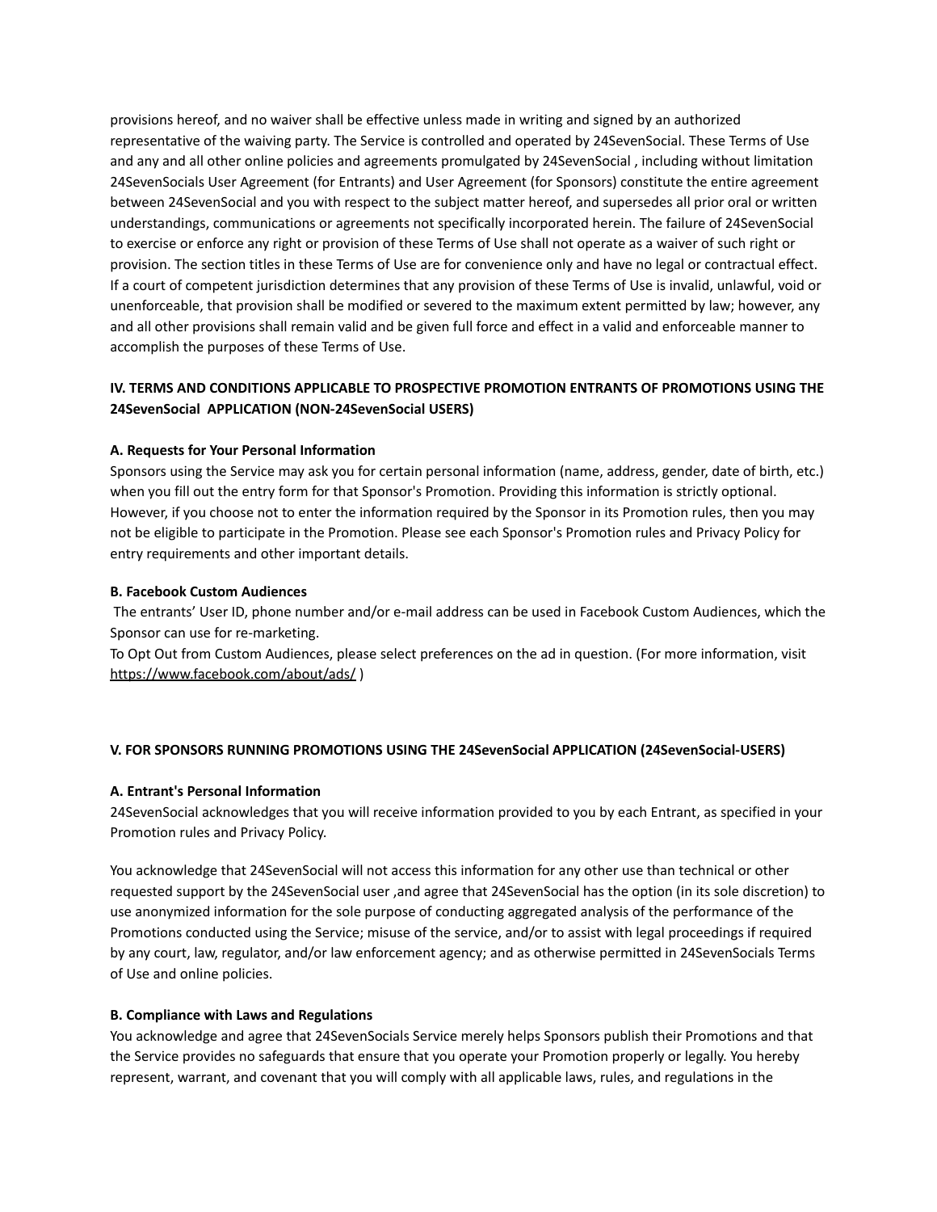provisions hereof, and no waiver shall be effective unless made in writing and signed by an authorized representative of the waiving party. The Service is controlled and operated by 24SevenSocial. These Terms of Use and any and all other online policies and agreements promulgated by 24SevenSocial , including without limitation 24SevenSocials User Agreement (for Entrants) and User Agreement (for Sponsors) constitute the entire agreement between 24SevenSocial and you with respect to the subject matter hereof, and supersedes all prior oral or written understandings, communications or agreements not specifically incorporated herein. The failure of 24SevenSocial to exercise or enforce any right or provision of these Terms of Use shall not operate as a waiver of such right or provision. The section titles in these Terms of Use are for convenience only and have no legal or contractual effect. If a court of competent jurisdiction determines that any provision of these Terms of Use is invalid, unlawful, void or unenforceable, that provision shall be modified or severed to the maximum extent permitted by law; however, any and all other provisions shall remain valid and be given full force and effect in a valid and enforceable manner to accomplish the purposes of these Terms of Use.

## IV. TERMS AND CONDITIONS APPLICABLE TO PROSPECTIVE PROMOTION ENTRANTS OF PROMOTIONS USING THE 24SevenSocial APPLICATION (NON-24SevenSocial USERS)

### A. Requests for Your Personal Information

Sponsors using the Service may ask you for certain personal information (name, address, gender, date of birth, etc.) when you fill out the entry form for that Sponsor's Promotion. Providing this information is strictly optional. However, if you choose not to enter the information required by the Sponsor in its Promotion rules, then you may not be eligible to participate in the Promotion. Please see each Sponsor's Promotion rules and Privacy Policy for entry requirements and other important details.

### B. Facebook Custom Audiences

The entrants' User ID, phone number and/or e-mail address can be used in Facebook Custom Audiences, which the Sponsor can use for re-marketing.

To Opt Out from Custom Audiences, please select preferences on the ad in question. (For more information, visit https://www.facebook.com/about/ads/ )

## V. FOR SPONSORS RUNNING PROMOTIONS USING THE 24SevenSocial APPLICATION (24SevenSocial-USERS)

### A. Entrant's Personal Information

24SevenSocial acknowledges that you will receive information provided to you by each Entrant, as specified in your Promotion rules and Privacy Policy.

You acknowledge that 24SevenSocial will not access this information for any other use than technical or other requested support by the 24SevenSocial user ,and agree that 24SevenSocial has the option (in its sole discretion) to use anonymized information for the sole purpose of conducting aggregated analysis of the performance of the Promotions conducted using the Service; misuse of the service, and/or to assist with legal proceedings if required by any court, law, regulator, and/or law enforcement agency; and as otherwise permitted in 24SevenSocials Terms of Use and online policies.

### B. Compliance with Laws and Regulations

You acknowledge and agree that 24SevenSocials Service merely helps Sponsors publish their Promotions and that the Service provides no safeguards that ensure that you operate your Promotion properly or legally. You hereby represent, warrant, and covenant that you will comply with all applicable laws, rules, and regulations in the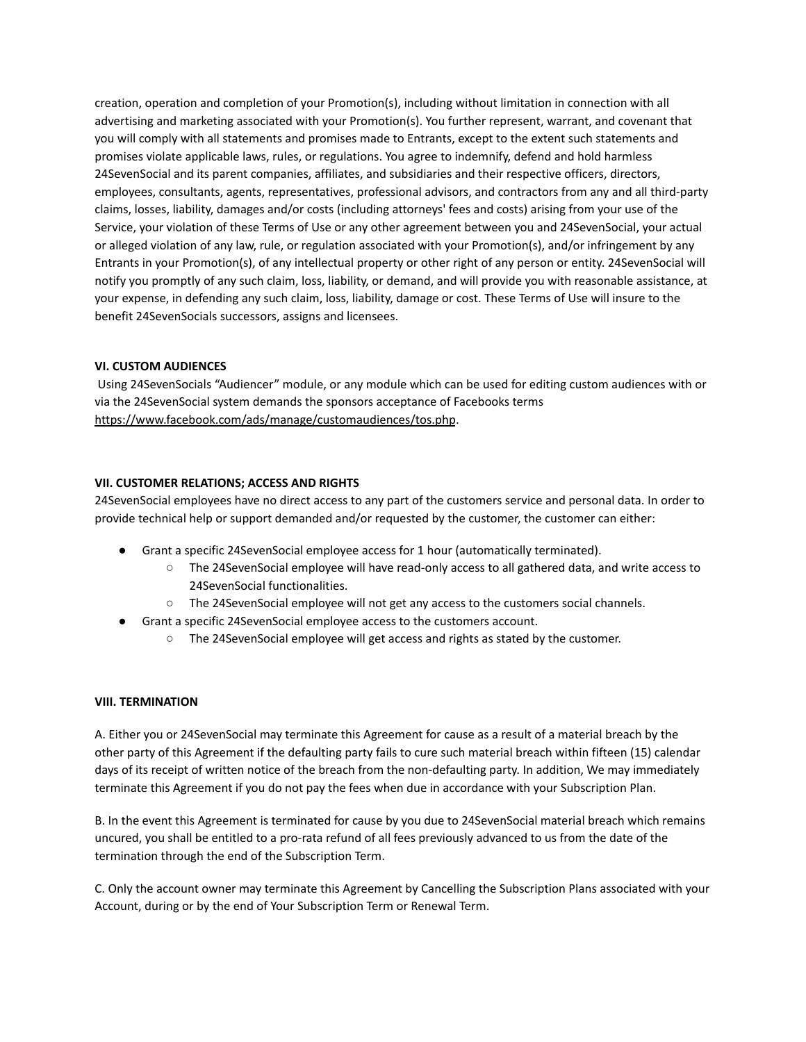creation, operation and completion of your Promotion(s), including without limitation in connection with all advertising and marketing associated with your Promotion(s). You further represent, warrant, and covenant that you will comply with all statements and promises made to Entrants, except to the extent such statements and promises violate applicable laws, rules, or regulations. You agree to indemnify, defend and hold harmless 24SevenSocial and its parent companies, affiliates, and subsidiaries and their respective officers, directors, employees, consultants, agents, representatives, professional advisors, and contractors from any and all third-party claims, losses, liability, damages and/or costs (including attorneys' fees and costs) arising from your use of the Service, your violation of these Terms of Use or any other agreement between you and 24SevenSocial, your actual or alleged violation of any law, rule, or regulation associated with your Promotion(s), and/or infringement by any Entrants in your Promotion(s), of any intellectual property or other right of any person or entity. 24SevenSocial will notify you promptly of any such claim, loss, liability, or demand, and will provide you with reasonable assistance, at your expense, in defending any such claim, loss, liability, damage or cost. These Terms of Use will insure to the benefit 24SevenSocials successors, assigns and licensees.

**VI. CUSTOM AUDIENCES**

Using 24SevenSocials "Audiencer" module, or any module which can be used for editing custom audiences with or via the 24SevenSocial system demands the sponsors acceptance of Facebooks terms https://www.facebook.com/ads/manage/customaudiences/tos.php.

**VII. CUSTOMER RELATIONS; ACCESS AND RIGHTS**

24SevenSocial employees have no direct access to any part of the customers service and personal data. In order to provide technical help or support demanded and/or requested by the customer, the customer can either:

- Grant a specific 24SevenSocial employee access for 1 hour (automatically terminated).
  - The 24SevenSocial employee will have read-only access to all gathered data, and write access to 24SevenSocial functionalities.
  - The 24SevenSocial employee will not get any access to the customers social channels.
- Grant a specific 24SevenSocial employee access to the customers account.
  - The 24SevenSocial employee will get access and rights as stated by the customer.

**VIII. TERMINATION**

A. Either you or 24SevenSocial may terminate this Agreement for cause as a result of a material breach by the other party of this Agreement if the defaulting party fails to cure such material breach within fifteen (15) calendar days of its receipt of written notice of the breach from the non-defaulting party. In addition, We may immediately terminate this Agreement if you do not pay the fees when due in accordance with your Subscription Plan.

B. In the event this Agreement is terminated for cause by you due to 24SevenSocial material breach which remains uncured, you shall be entitled to a pro-rata refund of all fees previously advanced to us from the date of the termination through the end of the Subscription Term.

C. Only the account owner may terminate this Agreement by Cancelling the Subscription Plans associated with your Account, during or by the end of Your Subscription Term or Renewal Term.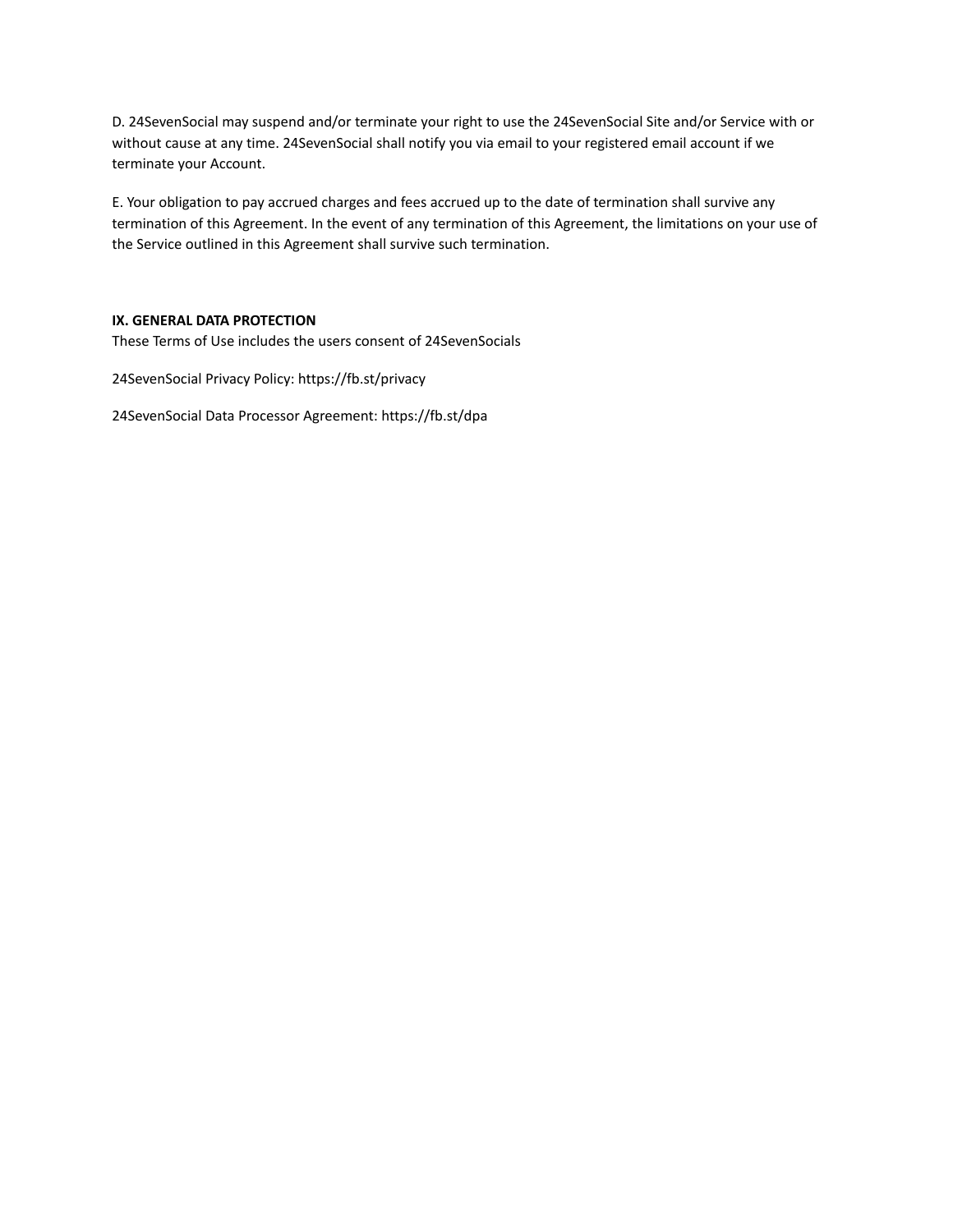D. 24SevenSocial may suspend and/or terminate your right to use the 24SevenSocial Site and/or Service with or without cause at any time. 24SevenSocial shall notify you via email to your registered email account if we terminate your Account.

E. Your obligation to pay accrued charges and fees accrued up to the date of termination shall survive any termination of this Agreement. In the event of any termination of this Agreement, the limitations on your use of the Service outlined in this Agreement shall survive such termination.

**IX. GENERAL DATA PROTECTION**

These Terms of Use includes the users consent of 24SevenSocials

24SevenSocial Privacy Policy: https://fb.st/privacy

24SevenSocial Data Processor Agreement: https://fb.st/dpa